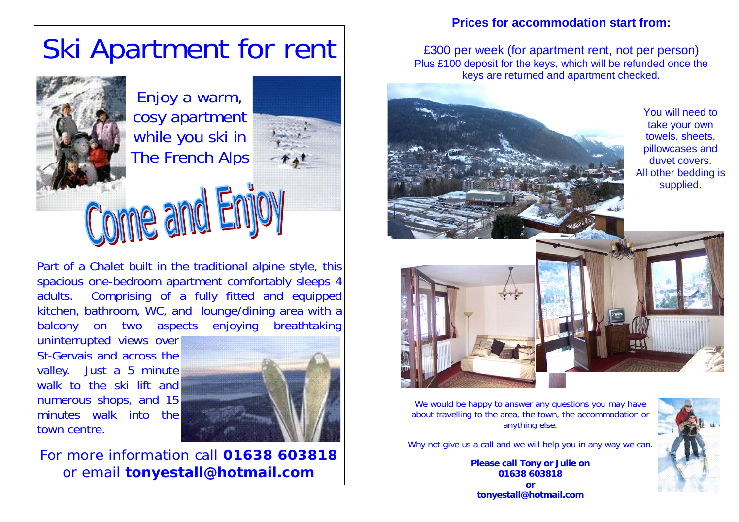# Ski Apartment for rent

Enjoy a warm, cosy apartment while you ski in The French Alps

## Come and Enjoy

Part of a Chalet built in the traditional alpine style, this spacious one-bedroom apartment comfortably sleeps 4 adults. Comprising of a fully fitted and equipped kitchen, bathroom, WC, and lounge/dining area with a balcony on two aspects enjoying breathtaking uninterrupted views over St-Gervais and across the valley. Just a 5 minute walk to the ski lift and numerous shops, and 15 minutes walk into the town centre.

For more information call **01638 603818** or email **tonyestall@hotmail.com**

**Prices for accommodation start from:**

£300 per week (for apartment rent, not per person)
Plus £100 deposit for the keys, which will be refunded once the keys are returned and apartment checked.

You will need to take your own towels, sheets, pillowcases and duvet covers. All other bedding is supplied.

We would be happy to answer any questions you may have about travelling to the area, the town, the accommodation or anything else.

Why not give us a call and we will help you in any way we can.

**Please call Tony or Julie on 01638 603818 or tonyestall@hotmail.com**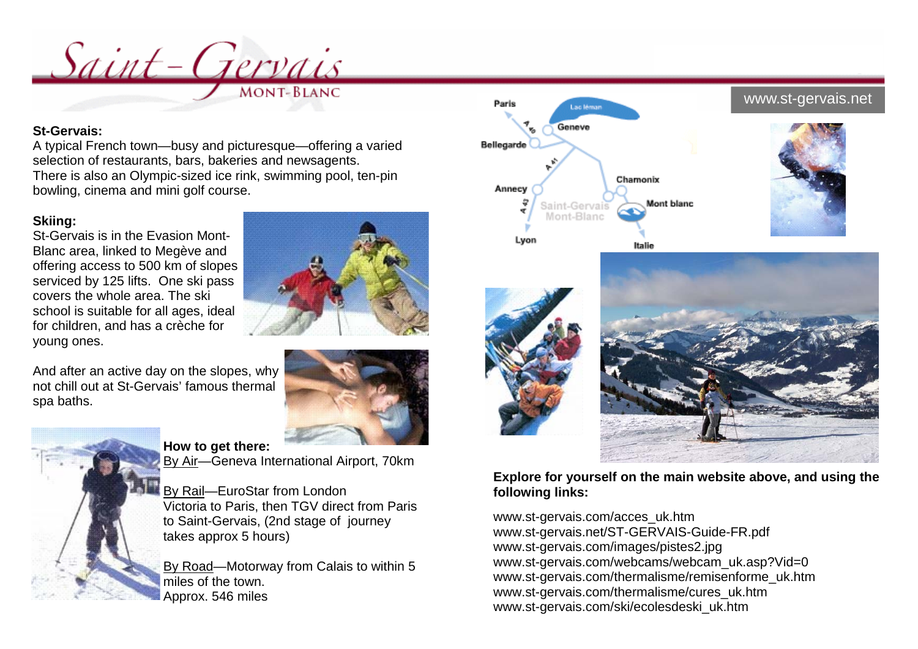# Saint-Gervais MONT-BLANC

www.st-gervais.net

**St-Gervais:**
A typical French town—busy and picturesque—offering a varied selection of restaurants, bars, bakeries and newsagents.
There is also an Olympic-sized ice rink, swimming pool, ten-pin bowling, cinema and mini golf course.

**Skiing:**
St-Gervais is in the Evasion Mont-Blanc area, linked to Megève and offering access to 500 km of slopes serviced by 125 lifts. One ski pass covers the whole area. The ski school is suitable for all ages, ideal for children, and has a crèche for young ones.

And after an active day on the slopes, why not chill out at St-Gervais' famous thermal spa baths.

**How to get there:**
By Air—Geneva International Airport, 70km

By Rail—EuroStar from London Victoria to Paris, then TGV direct from Paris to Saint-Gervais, (2nd stage of journey takes approx 5 hours)

By Road—Motorway from Calais to within 5 miles of the town.
Approx. 546 miles

Paris
Lac léman
A 40
Geneve
Bellegarde
A 41
Chamonix
Annecy
A 43
Saint-Gervais Mont-Blanc
Mont blanc
Lyon
Italie

**Explore for yourself on the main website above, and using the following links:**

www.st-gervais.com/acces_uk.htm
www.st-gervais.net/ST-GERVAIS-Guide-FR.pdf
www.st-gervais.com/images/pistes2.jpg
www.st-gervais.com/webcams/webcam_uk.asp?Vid=0
www.st-gervais.com/thermalisme/remisenforme_uk.htm
www.st-gervais.com/thermalisme/cures_uk.htm
www.st-gervais.com/ski/ecolesdeski_uk.htm